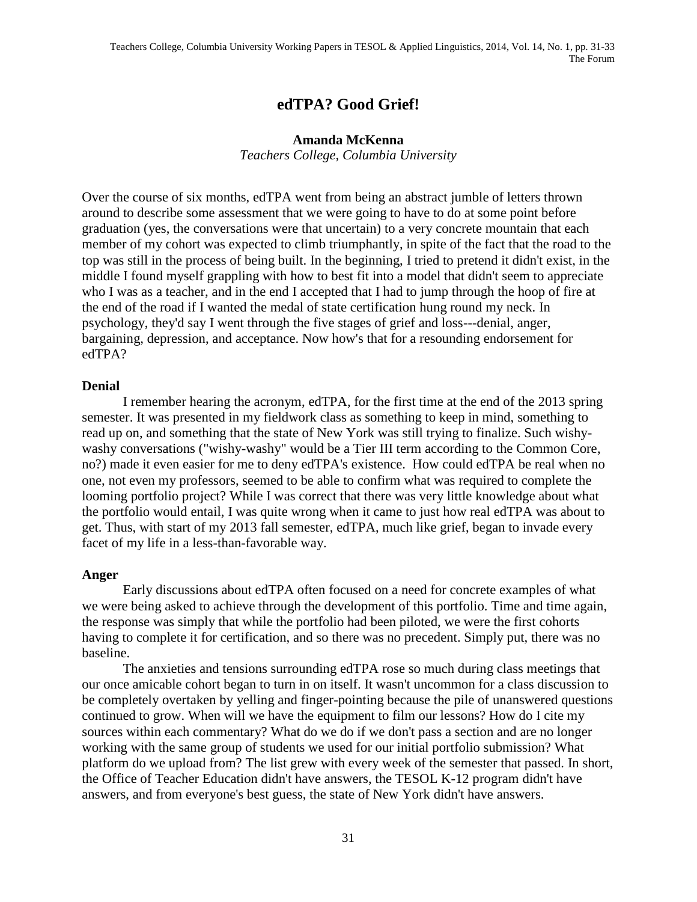# edTPA? Good Grief!

**Amanda McKenna**
*Teachers College, Columbia University*

Over the course of six months, edTPA went from being an abstract jumble of letters thrown around to describe some assessment that we were going to have to do at some point before graduation (yes, the conversations were that uncertain) to a very concrete mountain that each member of my cohort was expected to climb triumphantly, in spite of the fact that the road to the top was still in the process of being built. In the beginning, I tried to pretend it didn't exist, in the middle I found myself grappling with how to best fit into a model that didn't seem to appreciate who I was as a teacher, and in the end I accepted that I had to jump through the hoop of fire at the end of the road if I wanted the medal of state certification hung round my neck. In psychology, they'd say I went through the five stages of grief and loss---denial, anger, bargaining, depression, and acceptance. Now how's that for a resounding endorsement for edTPA?

## Denial

I remember hearing the acronym, edTPA, for the first time at the end of the 2013 spring semester. It was presented in my fieldwork class as something to keep in mind, something to read up on, and something that the state of New York was still trying to finalize. Such wishy-washy conversations ("wishy-washy" would be a Tier III term according to the Common Core, no?) made it even easier for me to deny edTPA's existence. How could edTPA be real when no one, not even my professors, seemed to be able to confirm what was required to complete the looming portfolio project? While I was correct that there was very little knowledge about what the portfolio would entail, I was quite wrong when it came to just how real edTPA was about to get. Thus, with start of my 2013 fall semester, edTPA, much like grief, began to invade every facet of my life in a less-than-favorable way.

## Anger

Early discussions about edTPA often focused on a need for concrete examples of what we were being asked to achieve through the development of this portfolio. Time and time again, the response was simply that while the portfolio had been piloted, we were the first cohorts having to complete it for certification, and so there was no precedent. Simply put, there was no baseline.

The anxieties and tensions surrounding edTPA rose so much during class meetings that our once amicable cohort began to turn in on itself. It wasn't uncommon for a class discussion to be completely overtaken by yelling and finger-pointing because the pile of unanswered questions continued to grow. When will we have the equipment to film our lessons? How do I cite my sources within each commentary? What do we do if we don't pass a section and are no longer working with the same group of students we used for our initial portfolio submission? What platform do we upload from? The list grew with every week of the semester that passed. In short, the Office of Teacher Education didn't have answers, the TESOL K-12 program didn't have answers, and from everyone's best guess, the state of New York didn't have answers.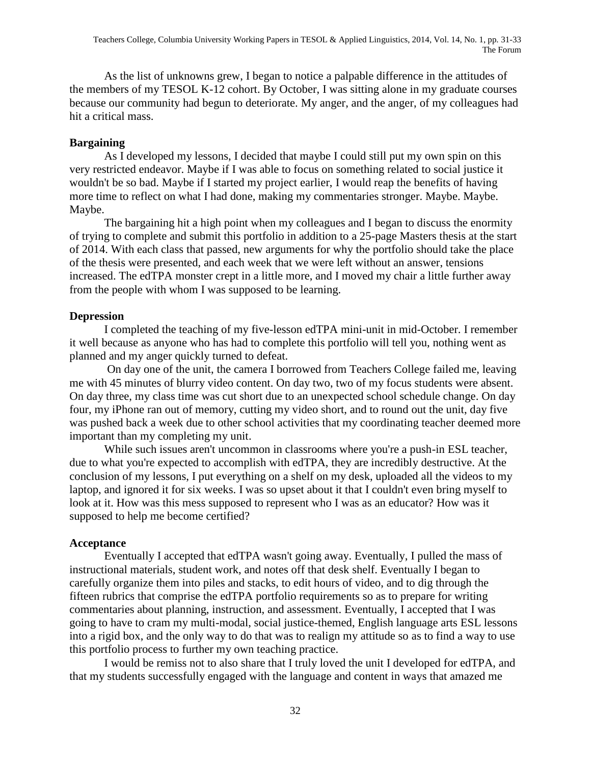As the list of unknowns grew, I began to notice a palpable difference in the attitudes of the members of my TESOL K-12 cohort. By October, I was sitting alone in my graduate courses because our community had begun to deteriorate. My anger, and the anger, of my colleagues had hit a critical mass.

**Bargaining**

As I developed my lessons, I decided that maybe I could still put my own spin on this very restricted endeavor. Maybe if I was able to focus on something related to social justice it wouldn't be so bad. Maybe if I started my project earlier, I would reap the benefits of having more time to reflect on what I had done, making my commentaries stronger. Maybe. Maybe. Maybe.

The bargaining hit a high point when my colleagues and I began to discuss the enormity of trying to complete and submit this portfolio in addition to a 25-page Masters thesis at the start of 2014. With each class that passed, new arguments for why the portfolio should take the place of the thesis were presented, and each week that we were left without an answer, tensions increased. The edTPA monster crept in a little more, and I moved my chair a little further away from the people with whom I was supposed to be learning.

**Depression**

I completed the teaching of my five-lesson edTPA mini-unit in mid-October. I remember it well because as anyone who has had to complete this portfolio will tell you, nothing went as planned and my anger quickly turned to defeat.

On day one of the unit, the camera I borrowed from Teachers College failed me, leaving me with 45 minutes of blurry video content. On day two, two of my focus students were absent. On day three, my class time was cut short due to an unexpected school schedule change. On day four, my iPhone ran out of memory, cutting my video short, and to round out the unit, day five was pushed back a week due to other school activities that my coordinating teacher deemed more important than my completing my unit.

While such issues aren't uncommon in classrooms where you're a push-in ESL teacher, due to what you're expected to accomplish with edTPA, they are incredibly destructive. At the conclusion of my lessons, I put everything on a shelf on my desk, uploaded all the videos to my laptop, and ignored it for six weeks. I was so upset about it that I couldn't even bring myself to look at it. How was this mess supposed to represent who I was as an educator? How was it supposed to help me become certified?

**Acceptance**

Eventually I accepted that edTPA wasn't going away. Eventually, I pulled the mass of instructional materials, student work, and notes off that desk shelf. Eventually I began to carefully organize them into piles and stacks, to edit hours of video, and to dig through the fifteen rubrics that comprise the edTPA portfolio requirements so as to prepare for writing commentaries about planning, instruction, and assessment. Eventually, I accepted that I was going to have to cram my multi-modal, social justice-themed, English language arts ESL lessons into a rigid box, and the only way to do that was to realign my attitude so as to find a way to use this portfolio process to further my own teaching practice.

I would be remiss not to also share that I truly loved the unit I developed for edTPA, and that my students successfully engaged with the language and content in ways that amazed me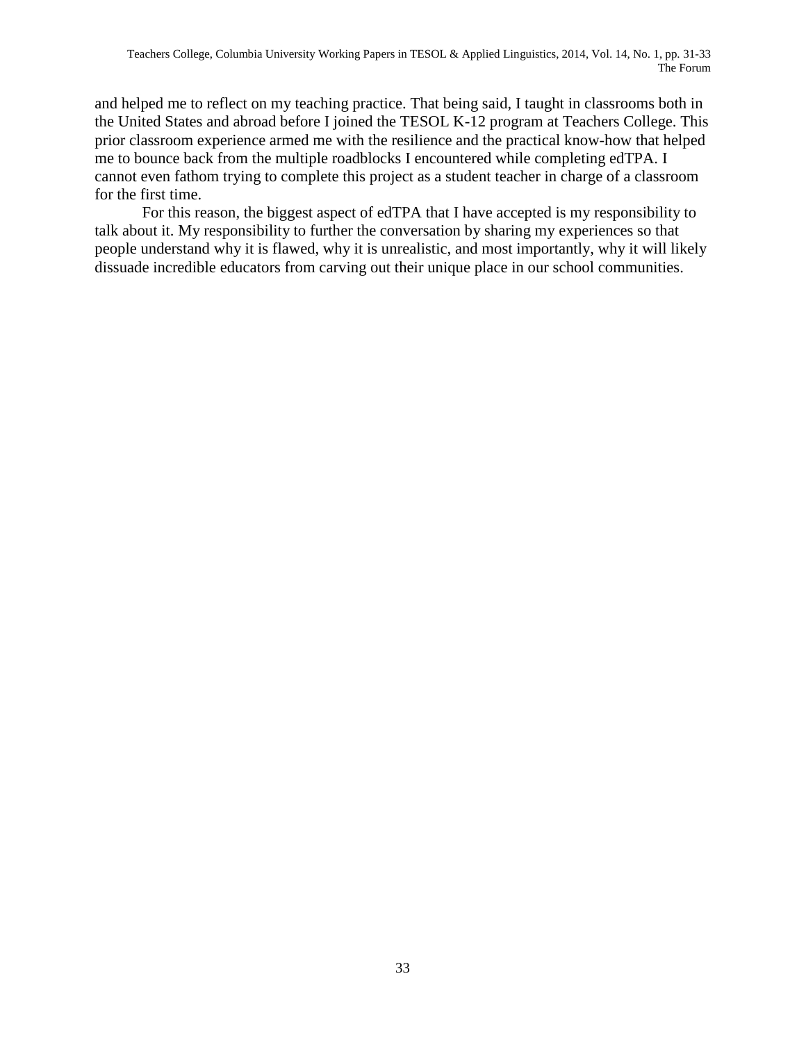and helped me to reflect on my teaching practice. That being said, I taught in classrooms both in the United States and abroad before I joined the TESOL K-12 program at Teachers College. This prior classroom experience armed me with the resilience and the practical know-how that helped me to bounce back from the multiple roadblocks I encountered while completing edTPA. I cannot even fathom trying to complete this project as a student teacher in charge of a classroom for the first time.

For this reason, the biggest aspect of edTPA that I have accepted is my responsibility to talk about it. My responsibility to further the conversation by sharing my experiences so that people understand why it is flawed, why it is unrealistic, and most importantly, why it will likely dissuade incredible educators from carving out their unique place in our school communities.